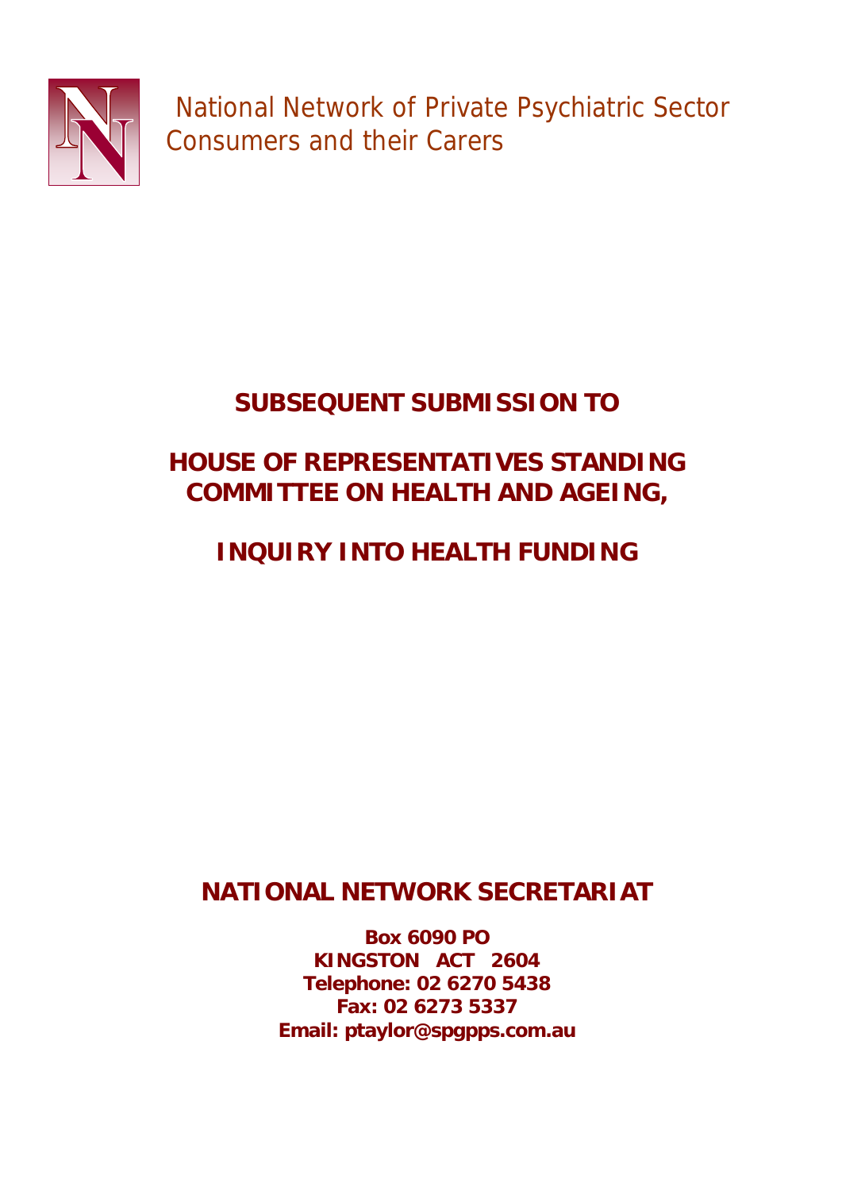National Network of Private Psychiatric Sector Consumers and their Carers

# SUBSEQUENT SUBMISSION TO

# HOUSE OF REPRESENTATIVES STANDING COMMITTEE ON HEALTH AND AGEING,

# INQUIRY INTO HEALTH FUNDING

## NATIONAL NETWORK SECRETARIAT

**Box 6090 PO**
**KINGSTON ACT 2604**
**Telephone: 02 6270 5438**
**Fax: 02 6273 5337**
**Email: ptaylor@spgpps.com.au**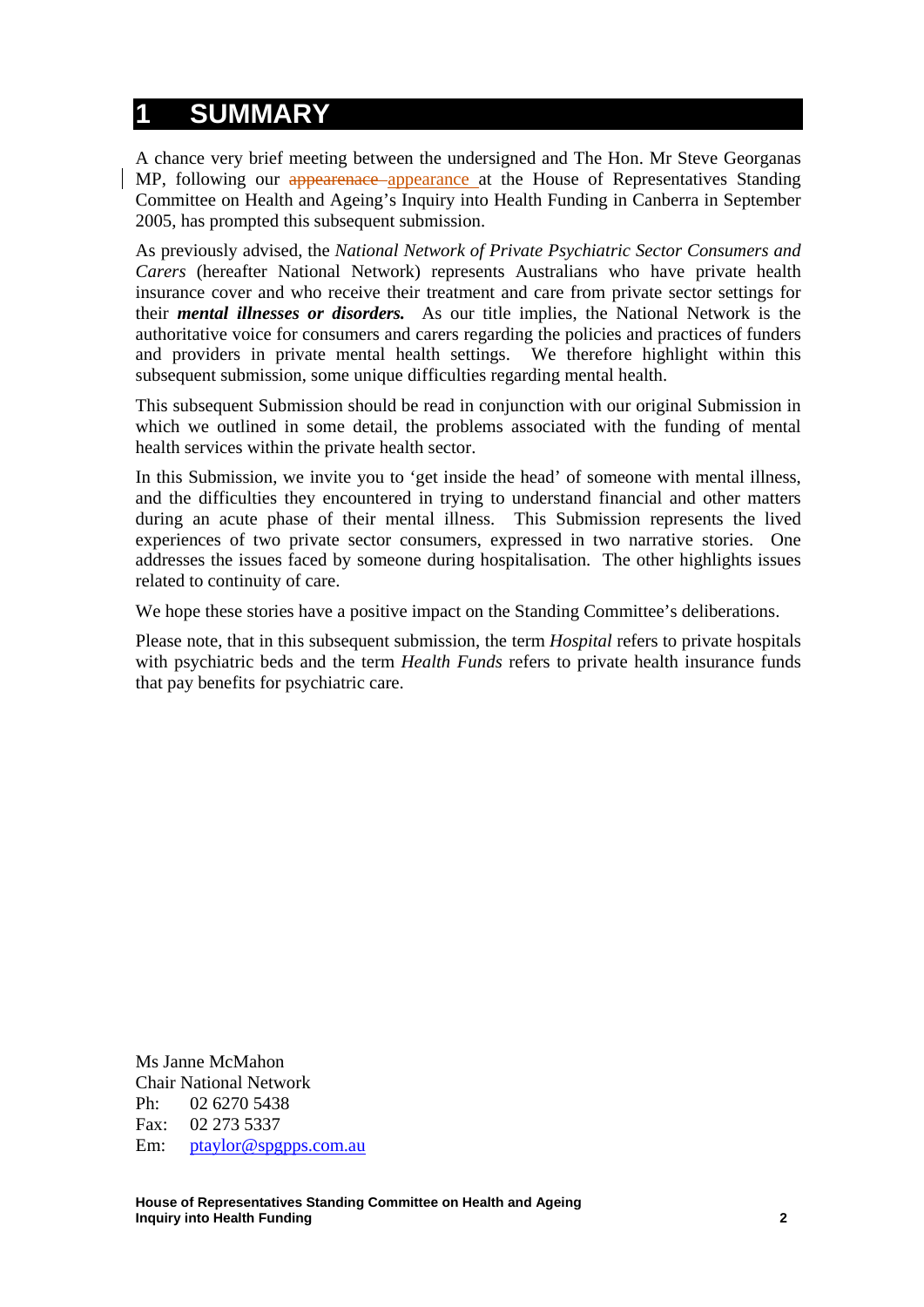# 1 SUMMARY

A chance very brief meeting between the undersigned and The Hon. Mr Steve Georganas MP, following our ~~appearenace~~ appearance at the House of Representatives Standing Committee on Health and Ageing's Inquiry into Health Funding in Canberra in September 2005, has prompted this subsequent submission.

As previously advised, the *National Network of Private Psychiatric Sector Consumers and Carers* (hereafter National Network) represents Australians who have private health insurance cover and who receive their treatment and care from private sector settings for their ***mental illnesses or disorders.*** As our title implies, the National Network is the authoritative voice for consumers and carers regarding the policies and practices of funders and providers in private mental health settings. We therefore highlight within this subsequent submission, some unique difficulties regarding mental health.

This subsequent Submission should be read in conjunction with our original Submission in which we outlined in some detail, the problems associated with the funding of mental health services within the private health sector.

In this Submission, we invite you to 'get inside the head' of someone with mental illness, and the difficulties they encountered in trying to understand financial and other matters during an acute phase of their mental illness. This Submission represents the lived experiences of two private sector consumers, expressed in two narrative stories. One addresses the issues faced by someone during hospitalisation. The other highlights issues related to continuity of care.

We hope these stories have a positive impact on the Standing Committee's deliberations.

Please note, that in this subsequent submission, the term *Hospital* refers to private hospitals with psychiatric beds and the term *Health Funds* refers to private health insurance funds that pay benefits for psychiatric care.

Ms Janne McMahon  
Chair National Network  
Ph: 02 6270 5438  
Fax: 02 273 5337  
Em: ptaylor@spgpps.com.au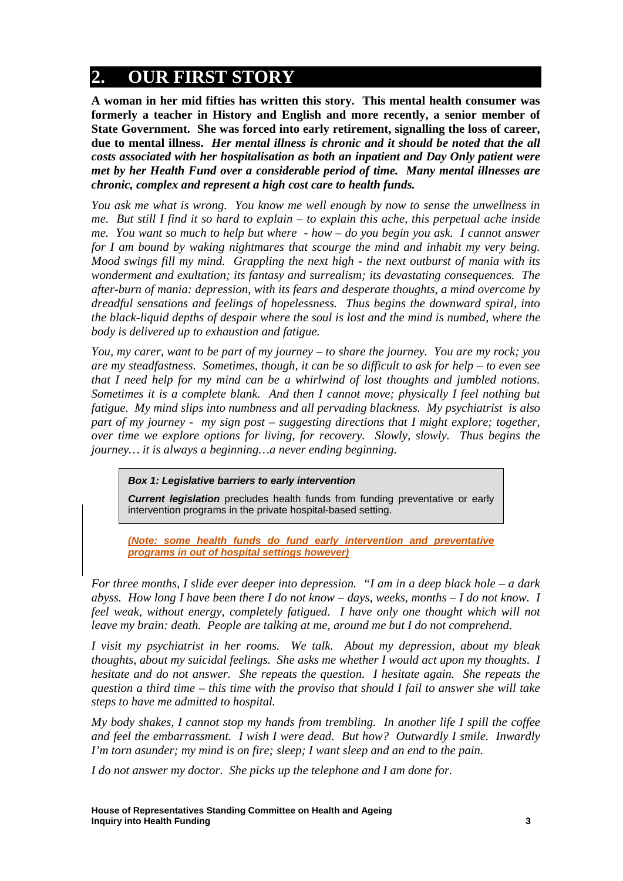## 2. OUR FIRST STORY

**A woman in her mid fifties has written this story. This mental health consumer was formerly a teacher in History and English and more recently, a senior member of State Government. She was forced into early retirement, signalling the loss of career, due to mental illness.** ***Her mental illness is chronic and it should be noted that the all costs associated with her hospitalisation as both an inpatient and Day Only patient were met by her Health Fund over a considerable period of time. Many mental illnesses are chronic, complex and represent a high cost care to health funds.***

*You ask me what is wrong. You know me well enough by now to sense the unwellness in me. But still I find it so hard to explain – to explain this ache, this perpetual ache inside me. You want so much to help but where - how – do you begin you ask. I cannot answer for I am bound by waking nightmares that scourge the mind and inhabit my very being. Mood swings fill my mind. Grappling the next high - the next outburst of mania with its wonderment and exultation; its fantasy and surrealism; its devastating consequences. The after-burn of mania: depression, with its fears and desperate thoughts, a mind overcome by dreadful sensations and feelings of hopelessness. Thus begins the downward spiral, into the black-liquid depths of despair where the soul is lost and the mind is numbed, where the body is delivered up to exhaustion and fatigue.*

*You, my carer, want to be part of my journey – to share the journey. You are my rock; you are my steadfastness. Sometimes, though, it can be so difficult to ask for help – to even see that I need help for my mind can be a whirlwind of lost thoughts and jumbled notions. Sometimes it is a complete blank. And then I cannot move; physically I feel nothing but fatigue. My mind slips into numbness and all pervading blackness. My psychiatrist is also part of my journey - my sign post – suggesting directions that I might explore; together, over time we explore options for living, for recovery. Slowly, slowly. Thus begins the journey… it is always a beginning…a never ending beginning.*

> ***Box 1: Legislative barriers to early intervention***
>
> ***Current legislation*** precludes health funds from funding preventative or early intervention programs in the private hospital-based setting.

***(Note: some health funds do fund early intervention and preventative programs in out of hospital settings however)***

*For three months, I slide ever deeper into depression. "I am in a deep black hole – a dark abyss. How long I have been there I do not know – days, weeks, months – I do not know. I feel weak, without energy, completely fatigued. I have only one thought which will not leave my brain: death. People are talking at me, around me but I do not comprehend.*

*I visit my psychiatrist in her rooms. We talk. About my depression, about my bleak thoughts, about my suicidal feelings. She asks me whether I would act upon my thoughts. I hesitate and do not answer. She repeats the question. I hesitate again. She repeats the question a third time – this time with the proviso that should I fail to answer she will take steps to have me admitted to hospital.*

*My body shakes, I cannot stop my hands from trembling. In another life I spill the coffee and feel the embarrassment. I wish I were dead. But how? Outwardly I smile. Inwardly I'm torn asunder; my mind is on fire; sleep; I want sleep and an end to the pain.*

*I do not answer my doctor. She picks up the telephone and I am done for.*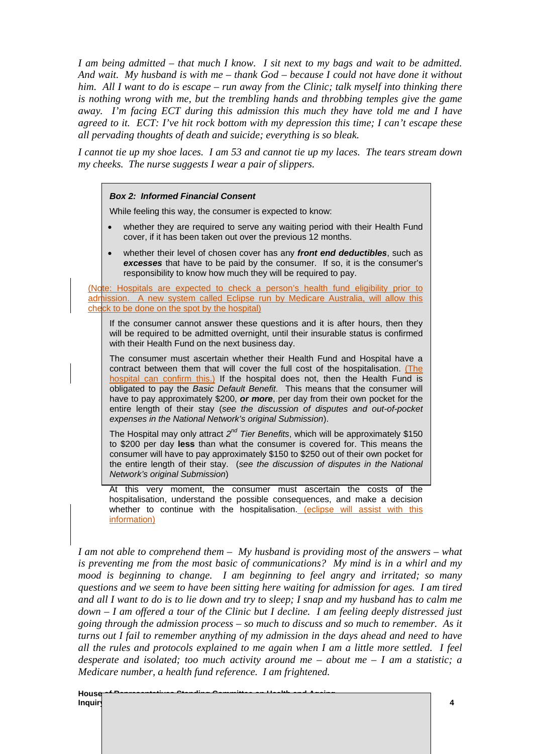*I am being admitted – that much I know. I sit next to my bags and wait to be admitted. And wait. My husband is with me – thank God – because I could not have done it without him. All I want to do is escape – run away from the Clinic; talk myself into thinking there is nothing wrong with me, but the trembling hands and throbbing temples give the game away. I'm facing ECT during this admission this much they have told me and I have agreed to it. ECT: I've hit rock bottom with my depression this time; I can't escape these all pervading thoughts of death and suicide; everything is so bleak.*

*I cannot tie up my shoe laces. I am 53 and cannot tie up my laces. The tears stream down my cheeks. The nurse suggests I wear a pair of slippers.*

> ***Box 2: Informed Financial Consent***
>
> While feeling this way, the consumer is expected to know:
>
> - whether they are required to serve any waiting period with their Health Fund cover, if it has been taken out over the previous 12 months.
> - whether their level of chosen cover has any ***front end deductibles***, such as ***excesses*** that have to be paid by the consumer. If so, it is the consumer's responsibility to know how much they will be required to pay.
>
> (Note: Hospitals are expected to check a person's health fund eligibility prior to admission. A new system called Eclipse run by Medicare Australia, will allow this check to be done on the spot by the hospital)
>
> If the consumer cannot answer these questions and it is after hours, then they will be required to be admitted overnight, until their insurable status is confirmed with their Health Fund on the next business day.
>
> The consumer must ascertain whether their Health Fund and Hospital have a contract between them that will cover the full cost of the hospitalisation. (The hospital can confirm this.) If the hospital does not, then the Health Fund is obligated to pay the *Basic Default Benefit*. This means that the consumer will have to pay approximately $200, ***or more***, per day from their own pocket for the entire length of their stay (*see the discussion of disputes and out-of-pocket expenses in the National Network's original Submission*).
>
> The Hospital may only attract *2nd Tier Benefits*, which will be approximately $150 to $200 per day **less** than what the consumer is covered for. This means the consumer will have to pay approximately $150 to $250 out of their own pocket for the entire length of their stay. (*see the discussion of disputes in the National Network's original Submission*)
>
> At this very moment, the consumer must ascertain the costs of the hospitalisation, understand the possible consequences, and make a decision whether to continue with the hospitalisation. (eclipse will assist with this information)

*I am not able to comprehend them – My husband is providing most of the answers – what is preventing me from the most basic of communications? My mind is in a whirl and my mood is beginning to change. I am beginning to feel angry and irritated; so many questions and we seem to have been sitting here waiting for admission for ages. I am tired and all I want to do is to lie down and try to sleep; I snap and my husband has to calm me down – I am offered a tour of the Clinic but I decline. I am feeling deeply distressed just going through the admission process – so much to discuss and so much to remember. As it turns out I fail to remember anything of my admission in the days ahead and need to have all the rules and protocols explained to me again when I am a little more settled. I feel desperate and isolated; too much activity around me – about me – I am a statistic; a Medicare number, a health fund reference. I am frightened.*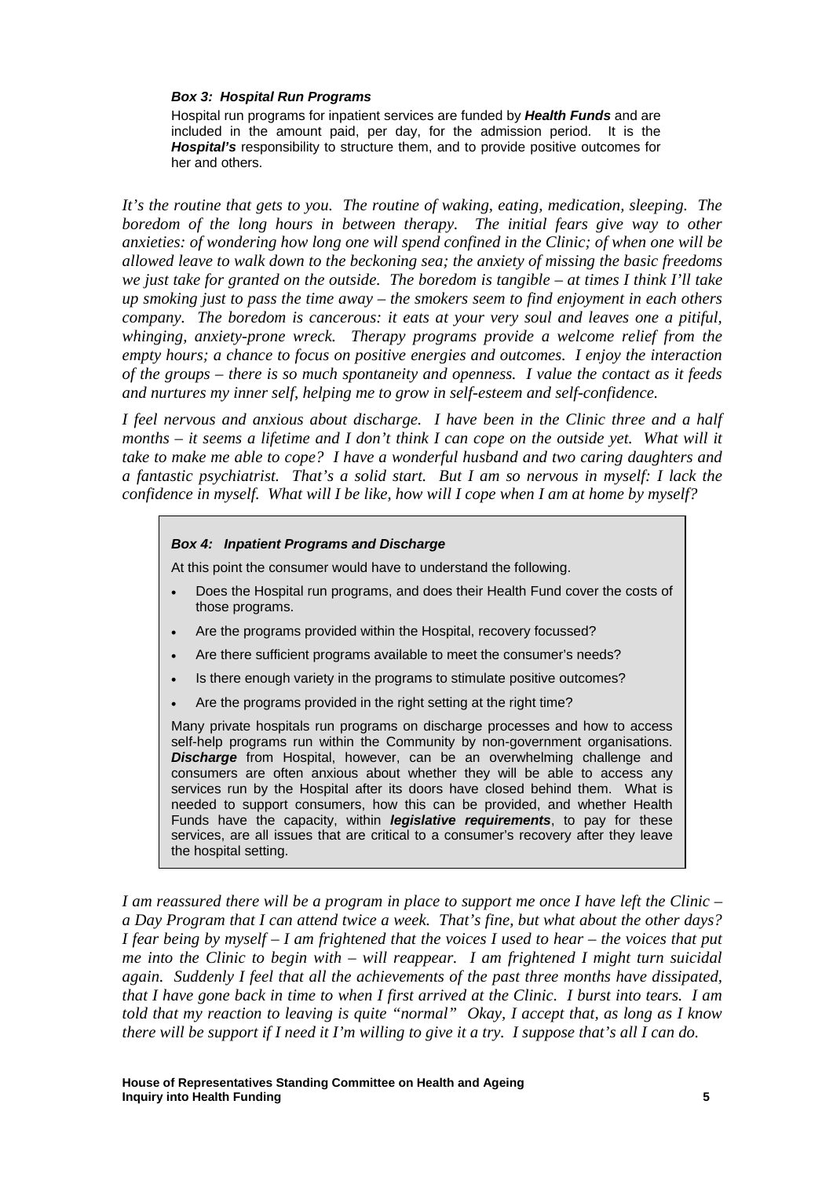***Box 3: Hospital Run Programs***

Hospital run programs for inpatient services are funded by ***Health Funds*** and are included in the amount paid, per day, for the admission period. It is the ***Hospital's*** responsibility to structure them, and to provide positive outcomes for her and others.

*It's the routine that gets to you. The routine of waking, eating, medication, sleeping. The boredom of the long hours in between therapy. The initial fears give way to other anxieties: of wondering how long one will spend confined in the Clinic; of when one will be allowed leave to walk down to the beckoning sea; the anxiety of missing the basic freedoms we just take for granted on the outside. The boredom is tangible – at times I think I'll take up smoking just to pass the time away – the smokers seem to find enjoyment in each others company. The boredom is cancerous: it eats at your very soul and leaves one a pitiful, whinging, anxiety-prone wreck. Therapy programs provide a welcome relief from the empty hours; a chance to focus on positive energies and outcomes. I enjoy the interaction of the groups – there is so much spontaneity and openness. I value the contact as it feeds and nurtures my inner self, helping me to grow in self-esteem and self-confidence.*

*I feel nervous and anxious about discharge. I have been in the Clinic three and a half months – it seems a lifetime and I don't think I can cope on the outside yet. What will it take to make me able to cope? I have a wonderful husband and two caring daughters and a fantastic psychiatrist. That's a solid start. But I am so nervous in myself: I lack the confidence in myself. What will I be like, how will I cope when I am at home by myself?*

***Box 4: Inpatient Programs and Discharge***

At this point the consumer would have to understand the following.

- Does the Hospital run programs, and does their Health Fund cover the costs of those programs.
- Are the programs provided within the Hospital, recovery focussed?
- Are there sufficient programs available to meet the consumer's needs?
- Is there enough variety in the programs to stimulate positive outcomes?
- Are the programs provided in the right setting at the right time?

Many private hospitals run programs on discharge processes and how to access self-help programs run within the Community by non-government organisations. ***Discharge*** from Hospital, however, can be an overwhelming challenge and consumers are often anxious about whether they will be able to access any services run by the Hospital after its doors have closed behind them. What is needed to support consumers, how this can be provided, and whether Health Funds have the capacity, within ***legislative requirements***, to pay for these services, are all issues that are critical to a consumer's recovery after they leave the hospital setting.

*I am reassured there will be a program in place to support me once I have left the Clinic – a Day Program that I can attend twice a week. That's fine, but what about the other days? I fear being by myself – I am frightened that the voices I used to hear – the voices that put me into the Clinic to begin with – will reappear. I am frightened I might turn suicidal again. Suddenly I feel that all the achievements of the past three months have dissipated, that I have gone back in time to when I first arrived at the Clinic. I burst into tears. I am told that my reaction to leaving is quite "normal" Okay, I accept that, as long as I know there will be support if I need it I'm willing to give it a try. I suppose that's all I can do.*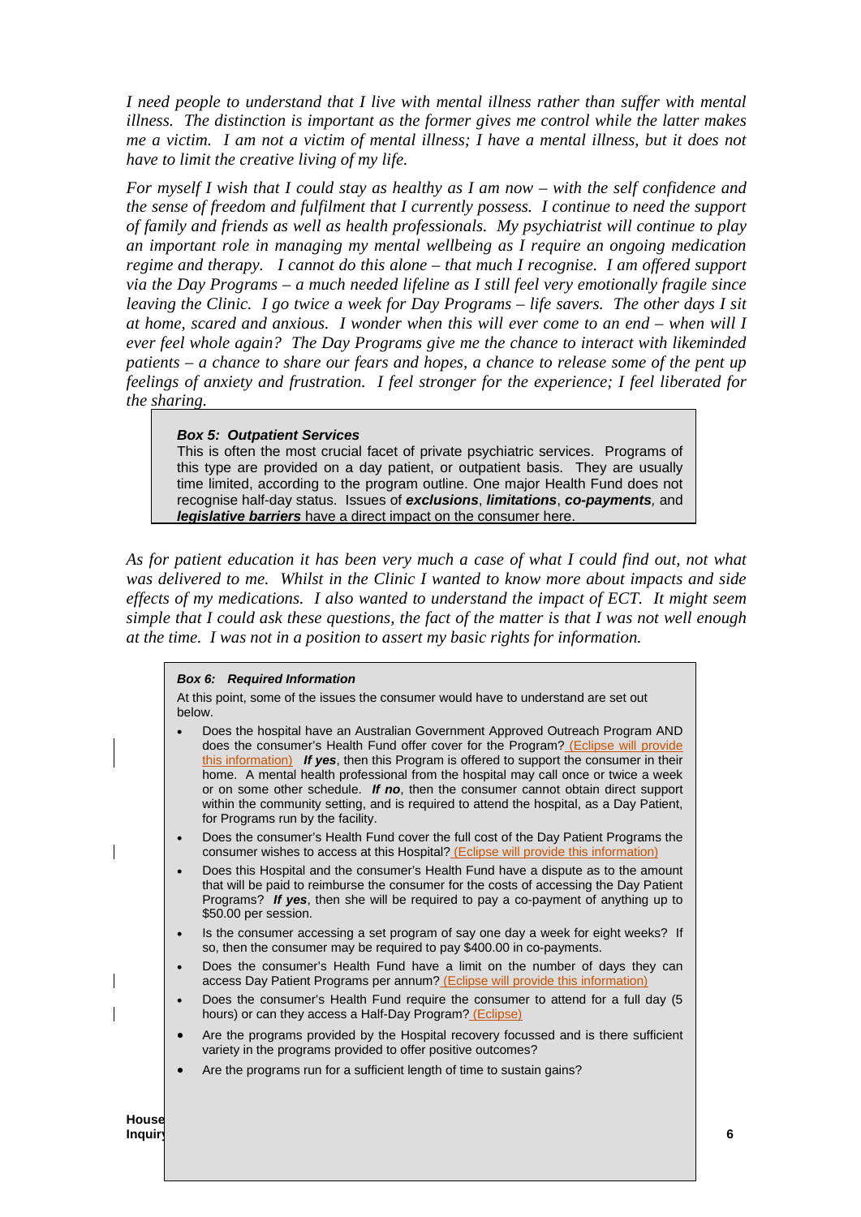*I need people to understand that I live with mental illness rather than suffer with mental illness. The distinction is important as the former gives me control while the latter makes me a victim. I am not a victim of mental illness; I have a mental illness, but it does not have to limit the creative living of my life.*

*For myself I wish that I could stay as healthy as I am now – with the self confidence and the sense of freedom and fulfilment that I currently possess. I continue to need the support of family and friends as well as health professionals. My psychiatrist will continue to play an important role in managing my mental wellbeing as I require an ongoing medication regime and therapy. I cannot do this alone – that much I recognise. I am offered support via the Day Programs – a much needed lifeline as I still feel very emotionally fragile since leaving the Clinic. I go twice a week for Day Programs – life savers. The other days I sit at home, scared and anxious. I wonder when this will ever come to an end – when will I ever feel whole again? The Day Programs give me the chance to interact with likeminded patients – a chance to share our fears and hopes, a chance to release some of the pent up feelings of anxiety and frustration. I feel stronger for the experience; I feel liberated for the sharing.*

> ***Box 5: Outpatient Services***
>
> This is often the most crucial facet of private psychiatric services. Programs of this type are provided on a day patient, or outpatient basis. They are usually time limited, according to the program outline. One major Health Fund does not recognise half-day status. Issues of ***exclusions***, ***limitations***, ***co-payments***, and ***legislative barriers*** have a direct impact on the consumer here.

*As for patient education it has been very much a case of what I could find out, not what was delivered to me. Whilst in the Clinic I wanted to know more about impacts and side effects of my medications. I also wanted to understand the impact of ECT. It might seem simple that I could ask these questions, the fact of the matter is that I was not well enough at the time. I was not in a position to assert my basic rights for information.*

> ***Box 6: Required Information***
>
> At this point, some of the issues the consumer would have to understand are set out below.
>
> - Does the hospital have an Australian Government Approved Outreach Program AND does the consumer's Health Fund offer cover for the Program? (Eclipse will provide this information) ***If yes***, then this Program is offered to support the consumer in their home. A mental health professional from the hospital may call once or twice a week or on some other schedule. ***If no***, then the consumer cannot obtain direct support within the community setting, and is required to attend the hospital, as a Day Patient, for Programs run by the facility.
> - Does the consumer's Health Fund cover the full cost of the Day Patient Programs the consumer wishes to access at this Hospital? (Eclipse will provide this information)
> - Does this Hospital and the consumer's Health Fund have a dispute as to the amount that will be paid to reimburse the consumer for the costs of accessing the Day Patient Programs? ***If yes***, then she will be required to pay a co-payment of anything up to $50.00 per session.
> - Is the consumer accessing a set program of say one day a week for eight weeks? If so, then the consumer may be required to pay $400.00 in co-payments.
> - Does the consumer's Health Fund have a limit on the number of days they can access Day Patient Programs per annum? (Eclipse will provide this information)
> - Does the consumer's Health Fund require the consumer to attend for a full day (5 hours) or can they access a Half-Day Program? (Eclipse)
> - Are the programs provided by the Hospital recovery focussed and is there sufficient variety in the programs provided to offer positive outcomes?
> - Are the programs run for a sufficient length of time to sustain gains?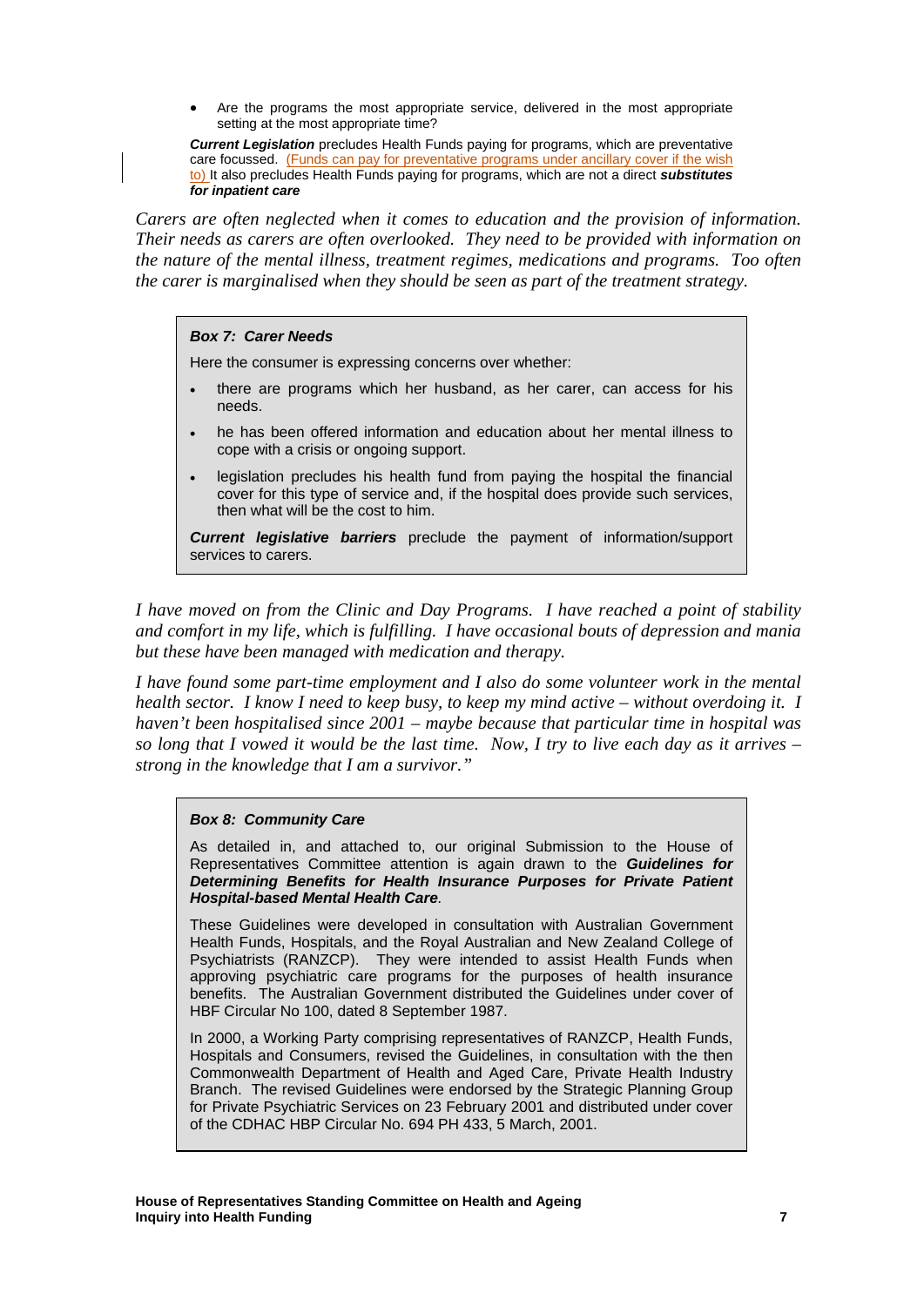- Are the programs the most appropriate service, delivered in the most appropriate setting at the most appropriate time?

***Current Legislation*** precludes Health Funds paying for programs, which are preventative care focussed. (Funds can pay for preventative programs under ancillary cover if the wish to) It also precludes Health Funds paying for programs, which are not a direct ***substitutes for inpatient care***

*Carers are often neglected when it comes to education and the provision of information. Their needs as carers are often overlooked. They need to be provided with information on the nature of the mental illness, treatment regimes, medications and programs. Too often the carer is marginalised when they should be seen as part of the treatment strategy.*

> ***Box 7: Carer Needs***
>
> Here the consumer is expressing concerns over whether:
>
> - there are programs which her husband, as her carer, can access for his needs.
> - he has been offered information and education about her mental illness to cope with a crisis or ongoing support.
> - legislation precludes his health fund from paying the hospital the financial cover for this type of service and, if the hospital does provide such services, then what will be the cost to him.
>
> ***Current legislative barriers*** preclude the payment of information/support services to carers.

*I have moved on from the Clinic and Day Programs. I have reached a point of stability and comfort in my life, which is fulfilling. I have occasional bouts of depression and mania but these have been managed with medication and therapy.*

*I have found some part-time employment and I also do some volunteer work in the mental health sector. I know I need to keep busy, to keep my mind active – without overdoing it. I haven't been hospitalised since 2001 – maybe because that particular time in hospital was so long that I vowed it would be the last time. Now, I try to live each day as it arrives – strong in the knowledge that I am a survivor."*

> ***Box 8: Community Care***
>
> As detailed in, and attached to, our original Submission to the House of Representatives Committee attention is again drawn to the ***Guidelines for Determining Benefits for Health Insurance Purposes for Private Patient Hospital-based Mental Health Care***.
>
> These Guidelines were developed in consultation with Australian Government Health Funds, Hospitals, and the Royal Australian and New Zealand College of Psychiatrists (RANZCP). They were intended to assist Health Funds when approving psychiatric care programs for the purposes of health insurance benefits. The Australian Government distributed the Guidelines under cover of HBF Circular No 100, dated 8 September 1987.
>
> In 2000, a Working Party comprising representatives of RANZCP, Health Funds, Hospitals and Consumers, revised the Guidelines, in consultation with the then Commonwealth Department of Health and Aged Care, Private Health Industry Branch. The revised Guidelines were endorsed by the Strategic Planning Group for Private Psychiatric Services on 23 February 2001 and distributed under cover of the CDHAC HBP Circular No. 694 PH 433, 5 March, 2001.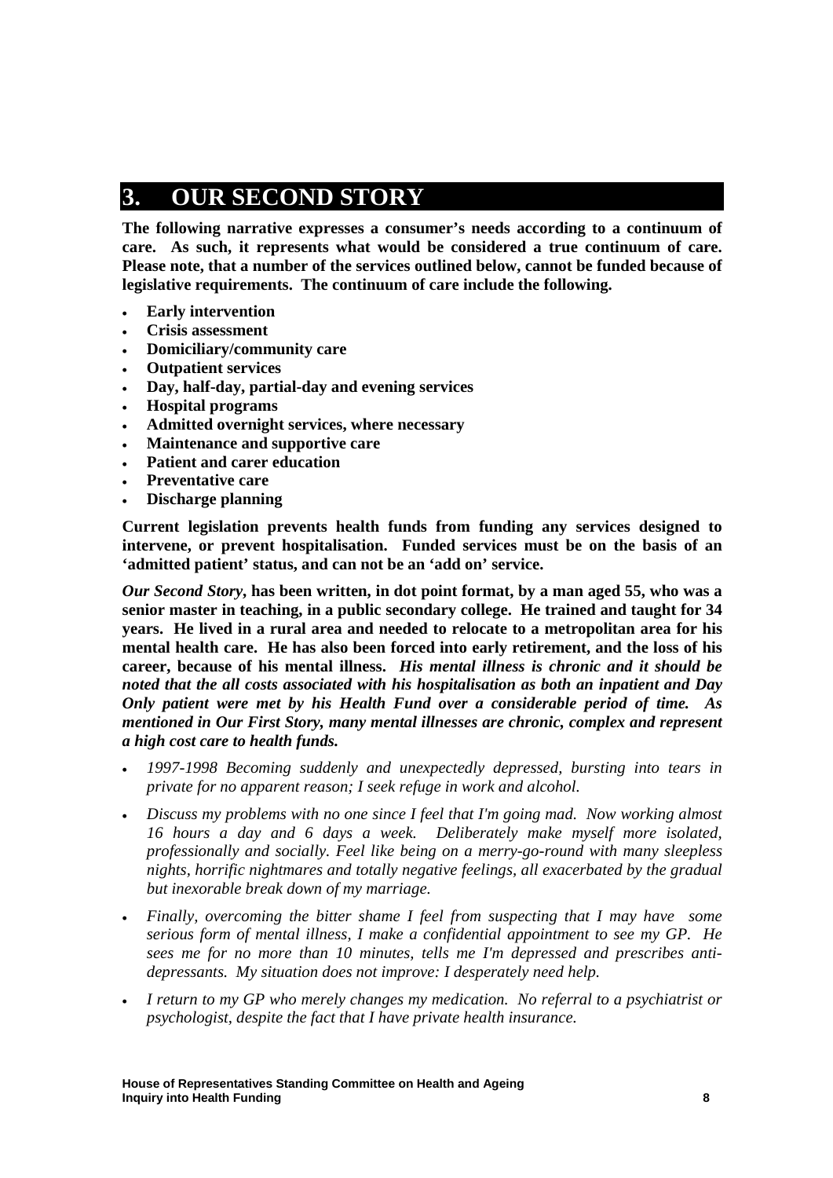# 3. OUR SECOND STORY

**The following narrative expresses a consumer's needs according to a continuum of care. As such, it represents what would be considered a true continuum of care. Please note, that a number of the services outlined below, cannot be funded because of legislative requirements. The continuum of care include the following.**

- **Early intervention**
- **Crisis assessment**
- **Domiciliary/community care**
- **Outpatient services**
- **Day, half-day, partial-day and evening services**
- **Hospital programs**
- **Admitted overnight services, where necessary**
- **Maintenance and supportive care**
- **Patient and carer education**
- **Preventative care**
- **Discharge planning**

**Current legislation prevents health funds from funding any services designed to intervene, or prevent hospitalisation. Funded services must be on the basis of an 'admitted patient' status, and can not be an 'add on' service.**

***Our Second Story*, has been written, in dot point format, by a man aged 55, who was a senior master in teaching, in a public secondary college. He trained and taught for 34 years. He lived in a rural area and needed to relocate to a metropolitan area for his mental health care. He has also been forced into early retirement, and the loss of his career, because of his mental illness. *His mental illness is chronic and it should be noted that the all costs associated with his hospitalisation as both an inpatient and Day Only patient were met by his Health Fund over a considerable period of time. As mentioned in Our First Story, many mental illnesses are chronic, complex and represent a high cost care to health funds.***

- *1997-1998 Becoming suddenly and unexpectedly depressed, bursting into tears in private for no apparent reason; I seek refuge in work and alcohol.*
- *Discuss my problems with no one since I feel that I'm going mad. Now working almost 16 hours a day and 6 days a week. Deliberately make myself more isolated, professionally and socially. Feel like being on a merry-go-round with many sleepless nights, horrific nightmares and totally negative feelings, all exacerbated by the gradual but inexorable break down of my marriage.*
- *Finally, overcoming the bitter shame I feel from suspecting that I may have some serious form of mental illness, I make a confidential appointment to see my GP. He sees me for no more than 10 minutes, tells me I'm depressed and prescribes anti-depressants. My situation does not improve: I desperately need help.*
- *I return to my GP who merely changes my medication. No referral to a psychiatrist or psychologist, despite the fact that I have private health insurance.*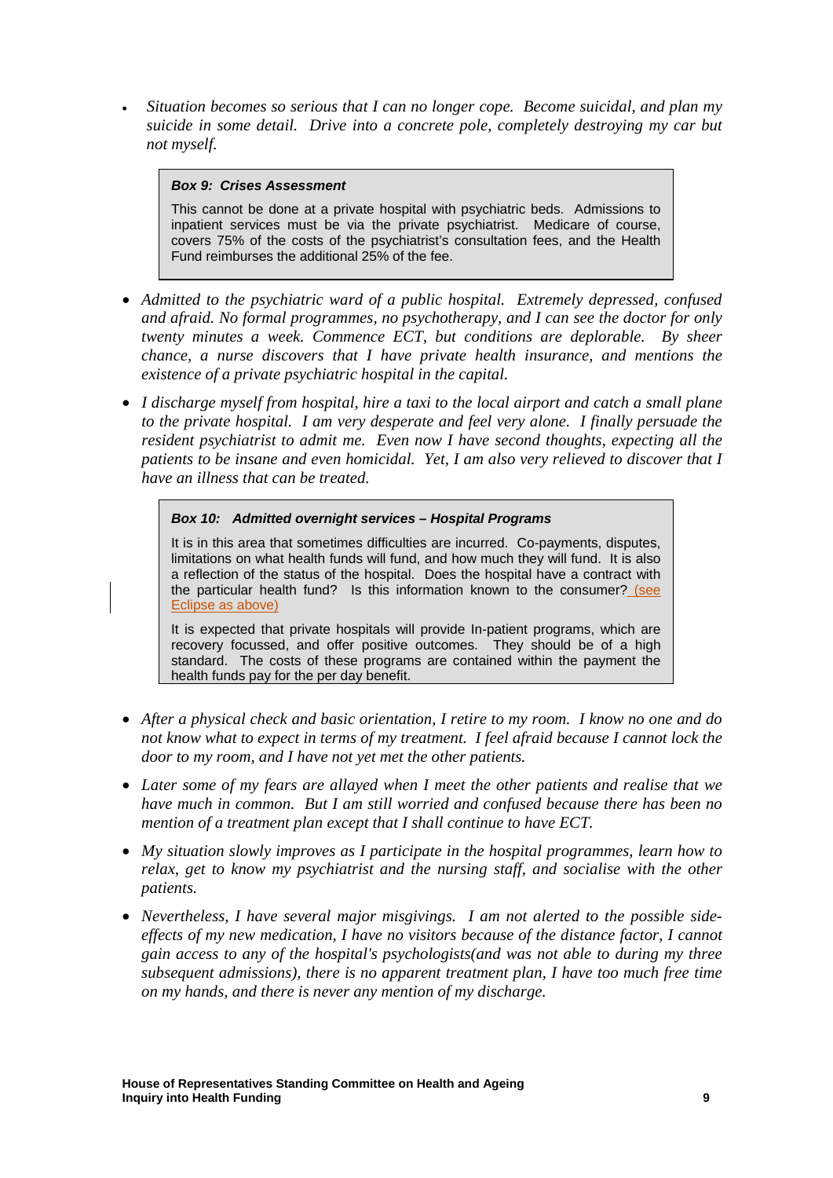- *Situation becomes so serious that I can no longer cope. Become suicidal, and plan my suicide in some detail. Drive into a concrete pole, completely destroying my car but not myself.*

> ***Box 9: Crises Assessment***
>
> This cannot be done at a private hospital with psychiatric beds. Admissions to inpatient services must be via the private psychiatrist. Medicare of course, covers 75% of the costs of the psychiatrist's consultation fees, and the Health Fund reimburses the additional 25% of the fee.

- *Admitted to the psychiatric ward of a public hospital. Extremely depressed, confused and afraid. No formal programmes, no psychotherapy, and I can see the doctor for only twenty minutes a week. Commence ECT, but conditions are deplorable. By sheer chance, a nurse discovers that I have private health insurance, and mentions the existence of a private psychiatric hospital in the capital.*

- *I discharge myself from hospital, hire a taxi to the local airport and catch a small plane to the private hospital. I am very desperate and feel very alone. I finally persuade the resident psychiatrist to admit me. Even now I have second thoughts, expecting all the patients to be insane and even homicidal. Yet, I am also very relieved to discover that I have an illness that can be treated.*

> ***Box 10: Admitted overnight services – Hospital Programs***
>
> It is in this area that sometimes difficulties are incurred. Co-payments, disputes, limitations on what health funds will fund, and how much they will fund. It is also a reflection of the status of the hospital. Does the hospital have a contract with the particular health fund? Is this information known to the consumer? (see Eclipse as above)
>
> It is expected that private hospitals will provide In-patient programs, which are recovery focussed, and offer positive outcomes. They should be of a high standard. The costs of these programs are contained within the payment the health funds pay for the per day benefit.

- *After a physical check and basic orientation, I retire to my room. I know no one and do not know what to expect in terms of my treatment. I feel afraid because I cannot lock the door to my room, and I have not yet met the other patients.*

- *Later some of my fears are allayed when I meet the other patients and realise that we have much in common. But I am still worried and confused because there has been no mention of a treatment plan except that I shall continue to have ECT.*

- *My situation slowly improves as I participate in the hospital programmes, learn how to relax, get to know my psychiatrist and the nursing staff, and socialise with the other patients.*

- *Nevertheless, I have several major misgivings. I am not alerted to the possible side-effects of my new medication, I have no visitors because of the distance factor, I cannot gain access to any of the hospital's psychologists(and was not able to during my three subsequent admissions), there is no apparent treatment plan, I have too much free time on my hands, and there is never any mention of my discharge.*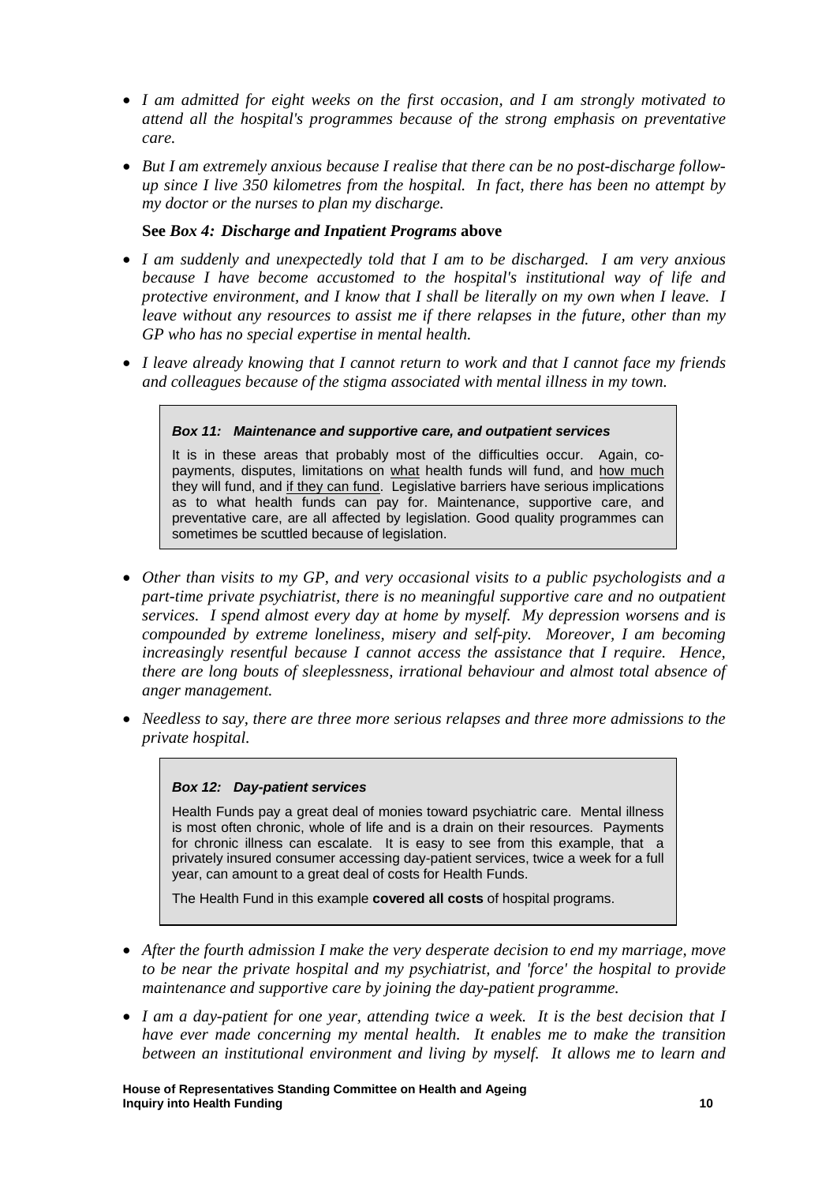- *I am admitted for eight weeks on the first occasion, and I am strongly motivated to attend all the hospital's programmes because of the strong emphasis on preventative care.*

- *But I am extremely anxious because I realise that there can be no post-discharge follow-up since I live 350 kilometres from the hospital. In fact, there has been no attempt by my doctor or the nurses to plan my discharge.*

**See** ***Box 4: Discharge and Inpatient Programs*** **above**

- *I am suddenly and unexpectedly told that I am to be discharged. I am very anxious because I have become accustomed to the hospital's institutional way of life and protective environment, and I know that I shall be literally on my own when I leave. I leave without any resources to assist me if there relapses in the future, other than my GP who has no special expertise in mental health.*

- *I leave already knowing that I cannot return to work and that I cannot face my friends and colleagues because of the stigma associated with mental illness in my town.*

> ***Box 11: Maintenance and supportive care, and outpatient services***
>
> It is in these areas that probably most of the difficulties occur. Again, co-payments, disputes, limitations on <u>what</u> health funds will fund, and <u>how much</u> they will fund, and <u>if they can fund</u>. Legislative barriers have serious implications as to what health funds can pay for. Maintenance, supportive care, and preventative care, are all affected by legislation. Good quality programmes can sometimes be scuttled because of legislation.

- *Other than visits to my GP, and very occasional visits to a public psychologists and a part-time private psychiatrist, there is no meaningful supportive care and no outpatient services. I spend almost every day at home by myself. My depression worsens and is compounded by extreme loneliness, misery and self-pity. Moreover, I am becoming increasingly resentful because I cannot access the assistance that I require. Hence, there are long bouts of sleeplessness, irrational behaviour and almost total absence of anger management.*

- *Needless to say, there are three more serious relapses and three more admissions to the private hospital.*

> ***Box 12: Day-patient services***
>
> Health Funds pay a great deal of monies toward psychiatric care. Mental illness is most often chronic, whole of life and is a drain on their resources. Payments for chronic illness can escalate. It is easy to see from this example, that a privately insured consumer accessing day-patient services, twice a week for a full year, can amount to a great deal of costs for Health Funds.
>
> The Health Fund in this example **covered all costs** of hospital programs.

- *After the fourth admission I make the very desperate decision to end my marriage, move to be near the private hospital and my psychiatrist, and 'force' the hospital to provide maintenance and supportive care by joining the day-patient programme.*

- *I am a day-patient for one year, attending twice a week. It is the best decision that I have ever made concerning my mental health. It enables me to make the transition between an institutional environment and living by myself. It allows me to learn and*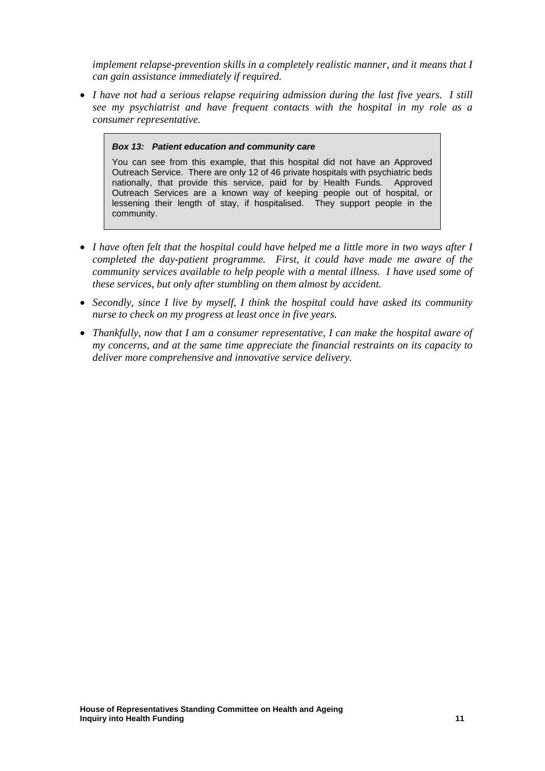*implement relapse-prevention skills in a completely realistic manner, and it means that I can gain assistance immediately if required.*

- *I have not had a serious relapse requiring admission during the last five years. I still see my psychiatrist and have frequent contacts with the hospital in my role as a consumer representative.*

> ***Box 13: Patient education and community care***
>
> You can see from this example, that this hospital did not have an Approved Outreach Service. There are only 12 of 46 private hospitals with psychiatric beds nationally, that provide this service, paid for by Health Funds. Approved Outreach Services are a known way of keeping people out of hospital, or lessening their length of stay, if hospitalised. They support people in the community.

- *I have often felt that the hospital could have helped me a little more in two ways after I completed the day-patient programme. First, it could have made me aware of the community services available to help people with a mental illness. I have used some of these services, but only after stumbling on them almost by accident.*
- *Secondly, since I live by myself, I think the hospital could have asked its community nurse to check on my progress at least once in five years.*
- *Thankfully, now that I am a consumer representative, I can make the hospital aware of my concerns, and at the same time appreciate the financial restraints on its capacity to deliver more comprehensive and innovative service delivery.*